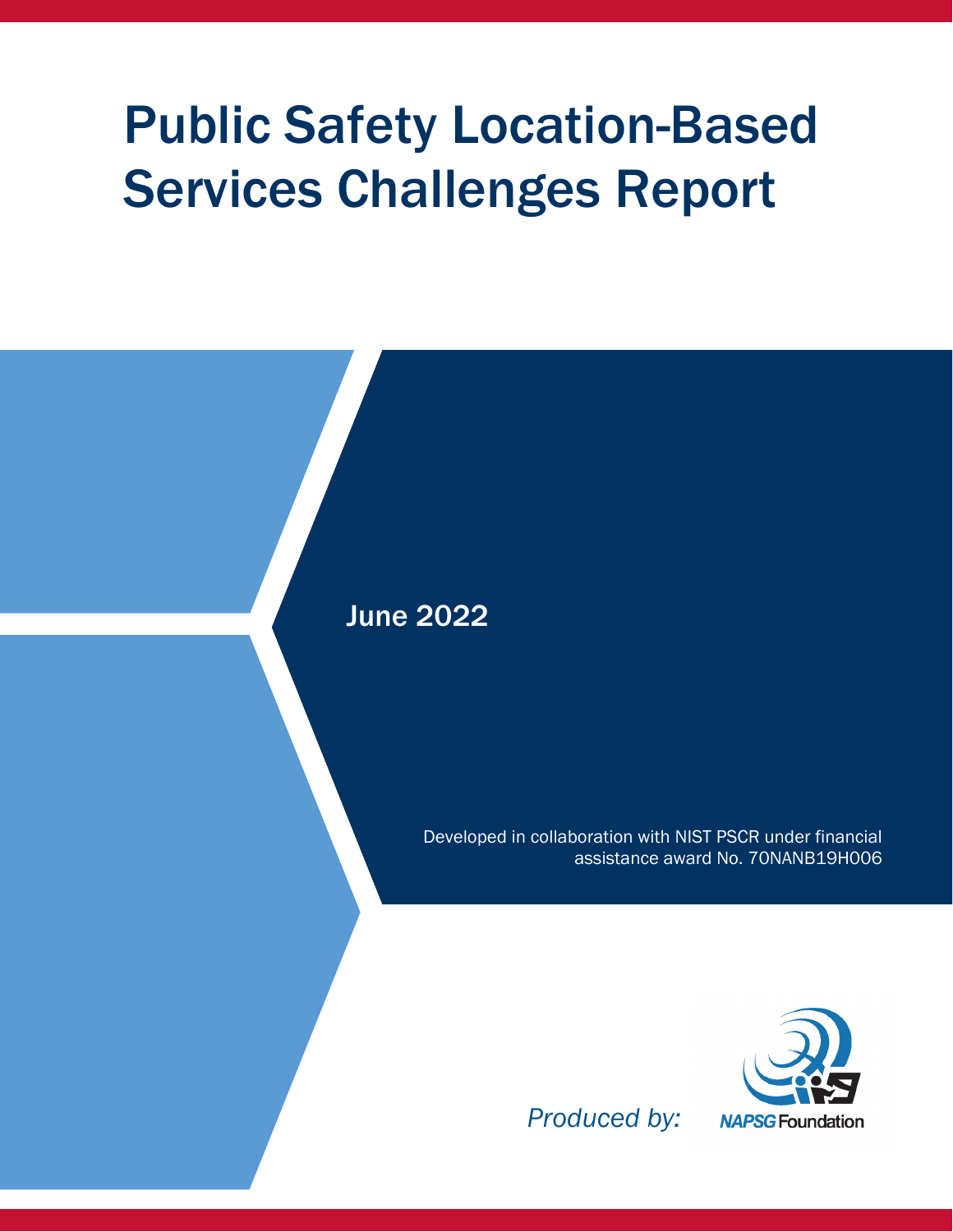# Public Safety Location-Based Services Challenges Report

June 2022

Developed in collaboration with NIST PSCR under financial assistance award No. 70NANB19H006

*Produced by:*

NAPSG Foundation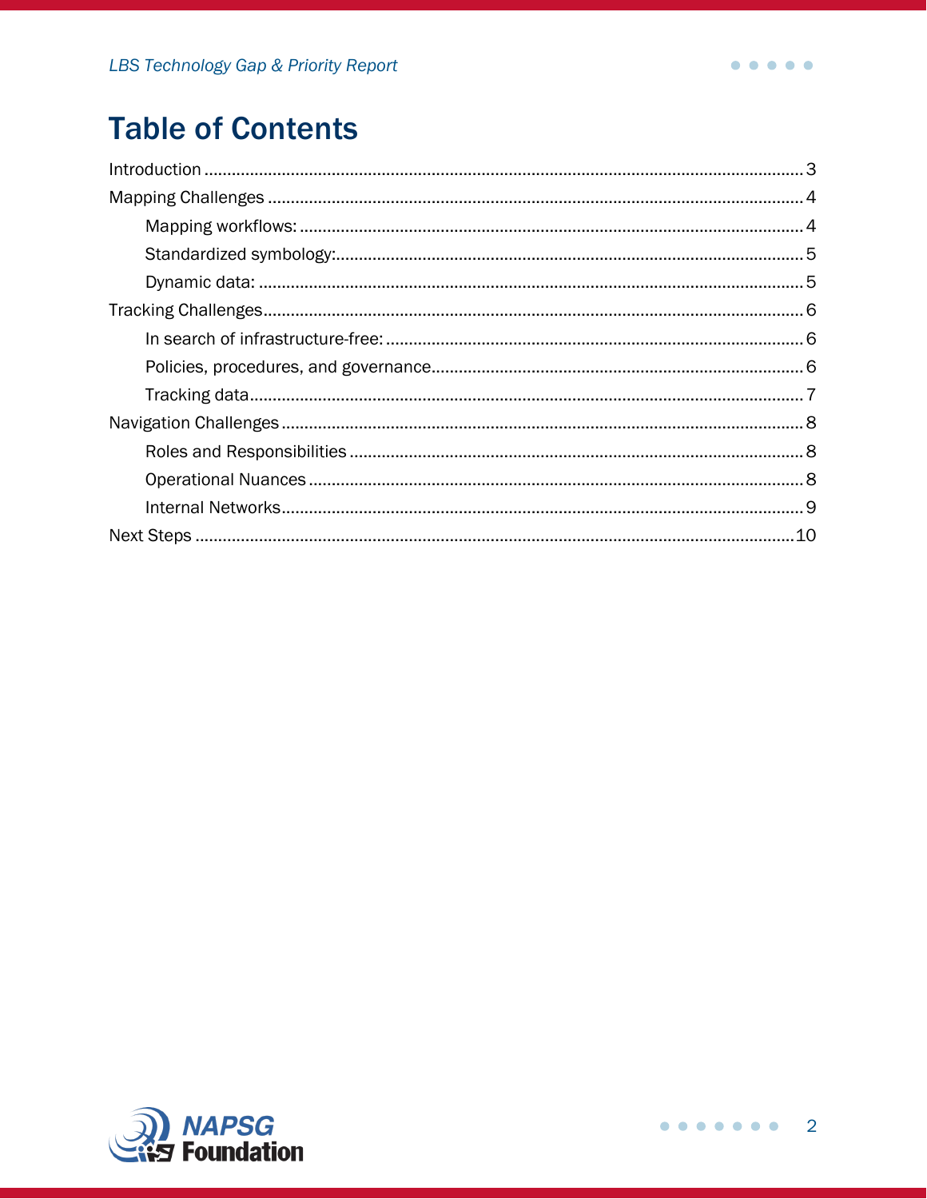# Table of Contents

- Introduction ........ 3
- Mapping Challenges ........ 4
  - Mapping workflows: ........ 4
  - Standardized symbology: ........ 5
  - Dynamic data: ........ 5
- Tracking Challenges ........ 6
  - In search of infrastructure-free: ........ 6
  - Policies, procedures, and governance ........ 6
  - Tracking data ........ 7
- Navigation Challenges ........ 8
  - Roles and Responsibilities ........ 8
  - Operational Nuances ........ 8
  - Internal Networks ........ 9
- Next Steps ........ 10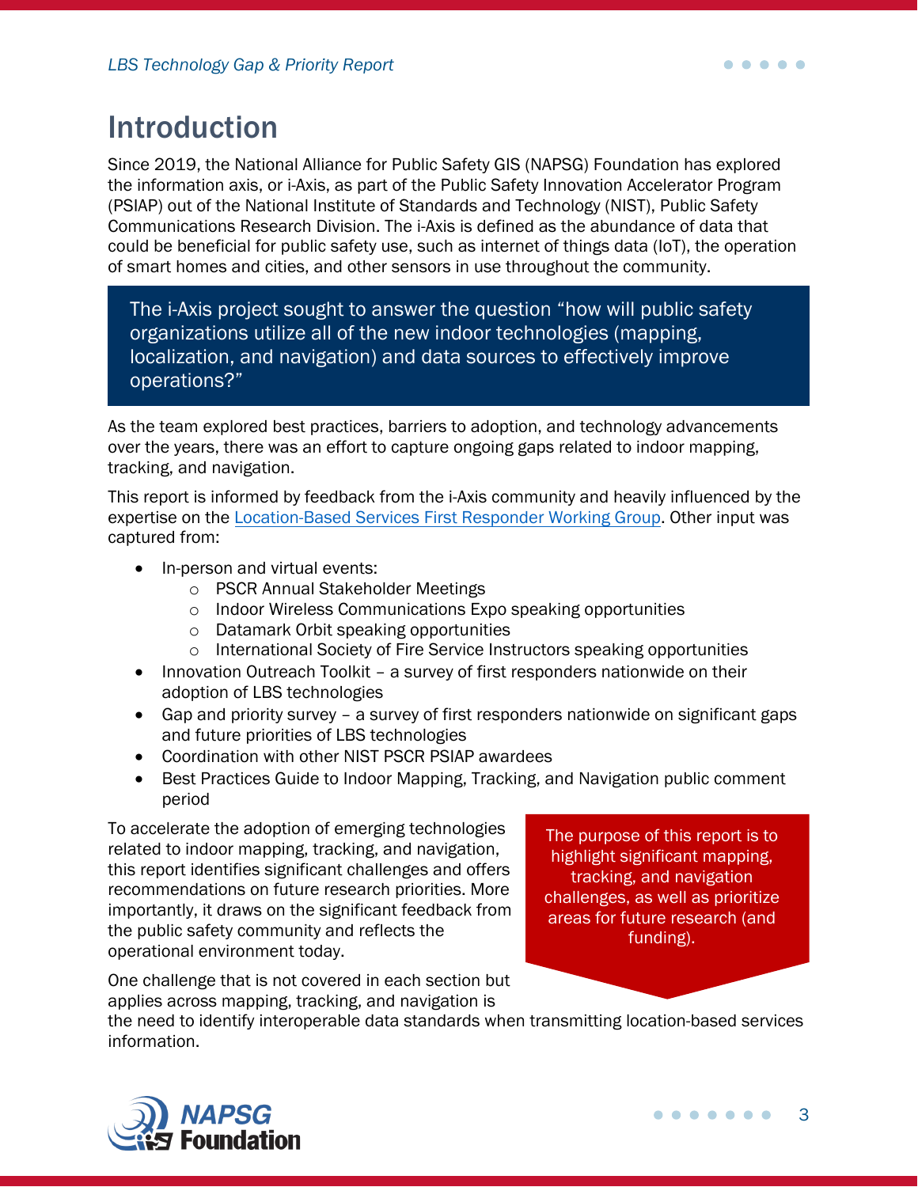# Introduction

Since 2019, the National Alliance for Public Safety GIS (NAPSG) Foundation has explored the information axis, or i-Axis, as part of the Public Safety Innovation Accelerator Program (PSIAP) out of the National Institute of Standards and Technology (NIST), Public Safety Communications Research Division. The i-Axis is defined as the abundance of data that could be beneficial for public safety use, such as internet of things data (IoT), the operation of smart homes and cities, and other sensors in use throughout the community.

> The i-Axis project sought to answer the question "how will public safety organizations utilize all of the new indoor technologies (mapping, localization, and navigation) and data sources to effectively improve operations?"

As the team explored best practices, barriers to adoption, and technology advancements over the years, there was an effort to capture ongoing gaps related to indoor mapping, tracking, and navigation.

This report is informed by feedback from the i-Axis community and heavily influenced by the expertise on the Location-Based Services First Responder Working Group. Other input was captured from:

- In-person and virtual events:
  - PSCR Annual Stakeholder Meetings
  - Indoor Wireless Communications Expo speaking opportunities
  - Datamark Orbit speaking opportunities
  - International Society of Fire Service Instructors speaking opportunities
- Innovation Outreach Toolkit – a survey of first responders nationwide on their adoption of LBS technologies
- Gap and priority survey – a survey of first responders nationwide on significant gaps and future priorities of LBS technologies
- Coordination with other NIST PSCR PSIAP awardees
- Best Practices Guide to Indoor Mapping, Tracking, and Navigation public comment period

> The purpose of this report is to highlight significant mapping, tracking, and navigation challenges, as well as prioritize areas for future research (and funding).

To accelerate the adoption of emerging technologies related to indoor mapping, tracking, and navigation, this report identifies significant challenges and offers recommendations on future research priorities. More importantly, it draws on the significant feedback from the public safety community and reflects the operational environment today.

One challenge that is not covered in each section but applies across mapping, tracking, and navigation is the need to identify interoperable data standards when transmitting location-based services information.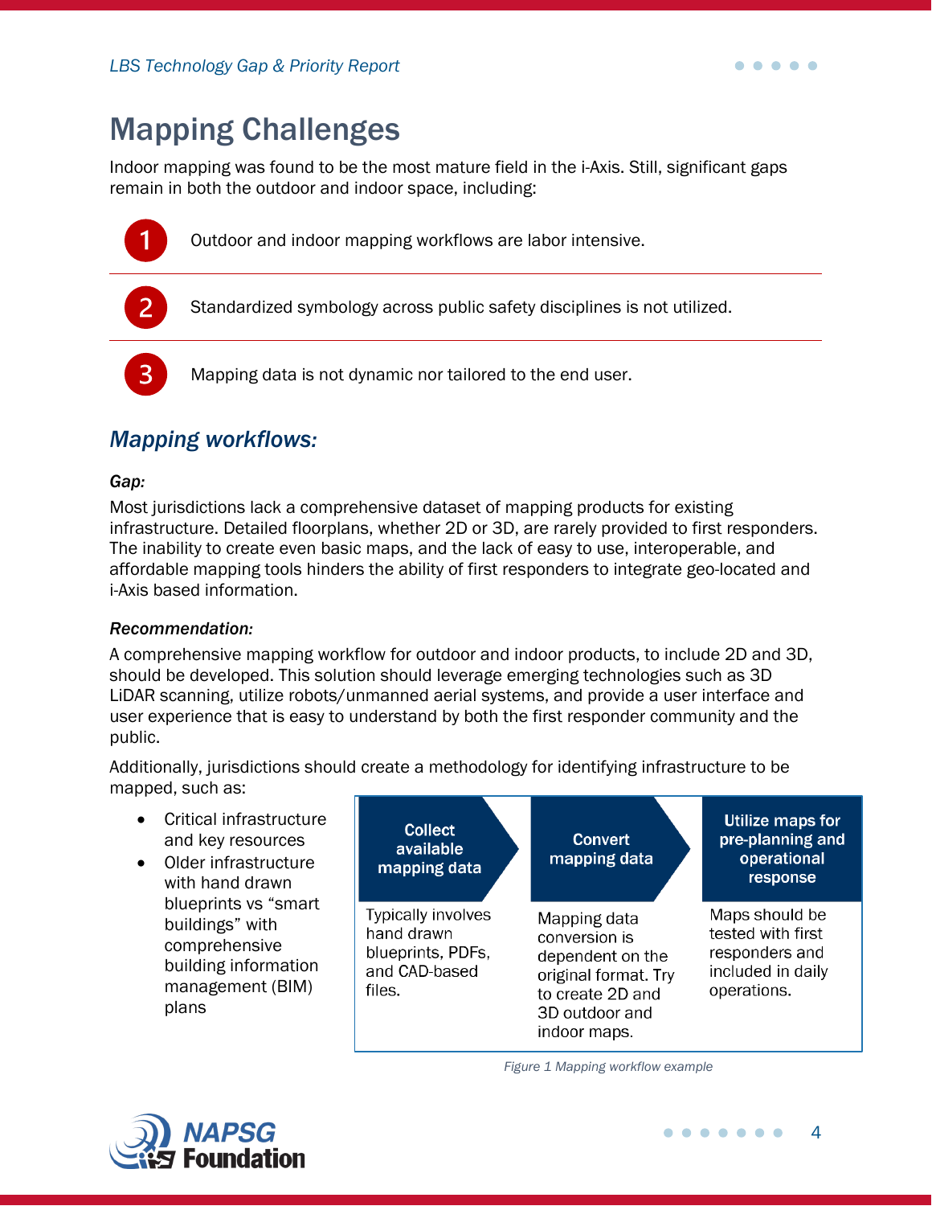# Mapping Challenges

Indoor mapping was found to be the most mature field in the i-Axis. Still, significant gaps remain in both the outdoor and indoor space, including:

1. Outdoor and indoor mapping workflows are labor intensive.
2. Standardized symbology across public safety disciplines is not utilized.
3. Mapping data is not dynamic nor tailored to the end user.

## *Mapping workflows:*

***Gap:***

Most jurisdictions lack a comprehensive dataset of mapping products for existing infrastructure. Detailed floorplans, whether 2D or 3D, are rarely provided to first responders. The inability to create even basic maps, and the lack of easy to use, interoperable, and affordable mapping tools hinders the ability of first responders to integrate geo-located and i-Axis based information.

***Recommendation:***

A comprehensive mapping workflow for outdoor and indoor products, to include 2D and 3D, should be developed. This solution should leverage emerging technologies such as 3D LiDAR scanning, utilize robots/unmanned aerial systems, and provide a user interface and user experience that is easy to understand by both the first responder community and the public.

Additionally, jurisdictions should create a methodology for identifying infrastructure to be mapped, such as:

- Critical infrastructure and key resources
- Older infrastructure with hand drawn blueprints vs "smart buildings" with comprehensive building information management (BIM) plans

| Collect available mapping data | Convert mapping data | Utilize maps for pre-planning and operational response |
|---|---|---|
| Typically involves hand drawn blueprints, PDFs, and CAD-based files. | Mapping data conversion is dependent on the original format. Try to create 2D and 3D outdoor and indoor maps. | Maps should be tested with first responders and included in daily operations. |

*Figure 1 Mapping workflow example*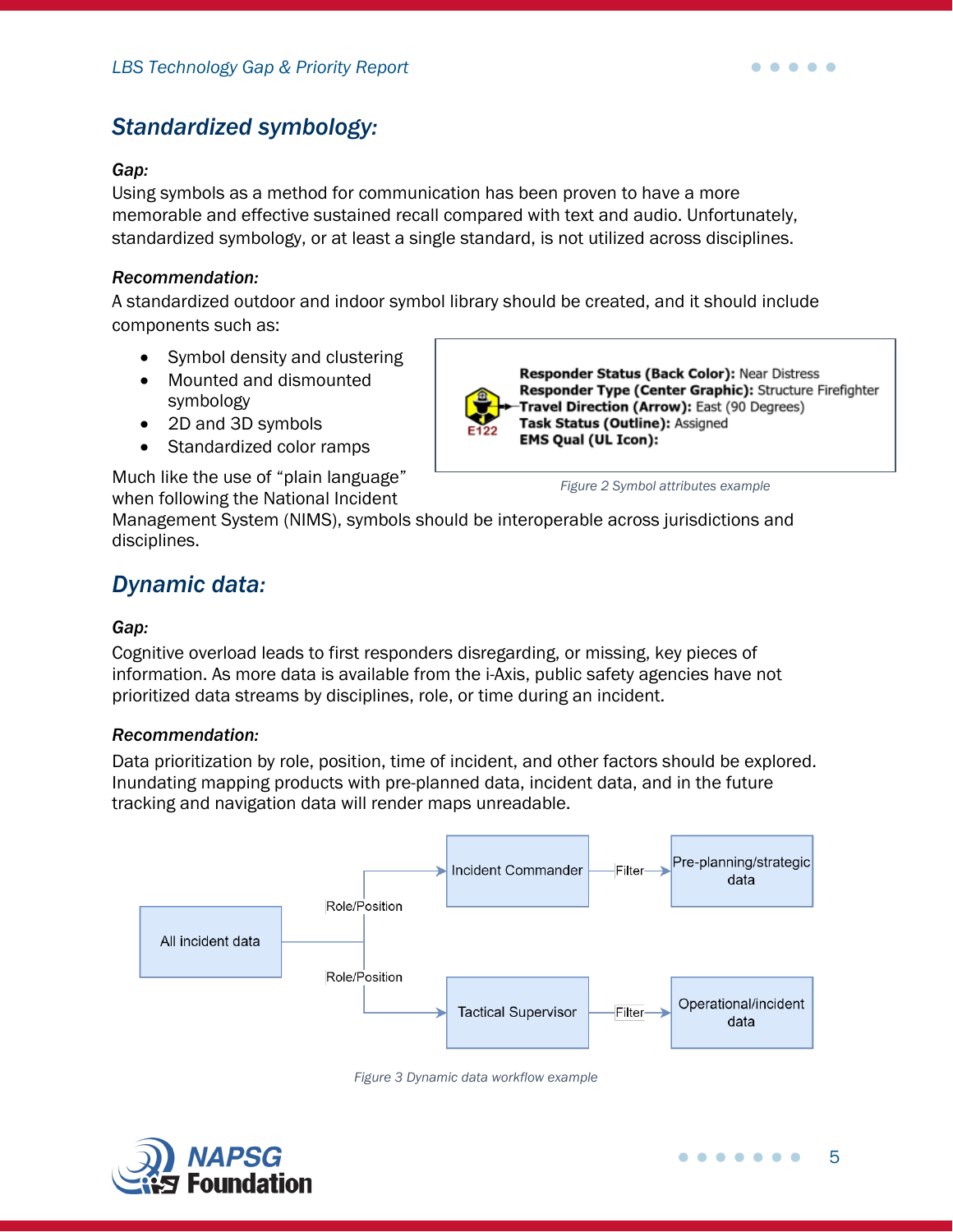## *Standardized symbology:*

***Gap:***

Using symbols as a method for communication has been proven to have a more memorable and effective sustained recall compared with text and audio. Unfortunately, standardized symbology, or at least a single standard, is not utilized across disciplines.

***Recommendation:***

A standardized outdoor and indoor symbol library should be created, and it should include components such as:

- Symbol density and clustering
- Mounted and dismounted symbology
- 2D and 3D symbols
- Standardized color ramps

**Responder Status (Back Color):** Near Distress
**Responder Type (Center Graphic):** Structure Firefighter
**Travel Direction (Arrow):** East (90 Degrees)
**Task Status (Outline):** Assigned
**EMS Qual (UL Icon):**

E122

*Figure 2 Symbol attributes example*

Much like the use of "plain language" when following the National Incident Management System (NIMS), symbols should be interoperable across jurisdictions and disciplines.

## *Dynamic data:*

***Gap:***

Cognitive overload leads to first responders disregarding, or missing, key pieces of information. As more data is available from the i-Axis, public safety agencies have not prioritized data streams by disciplines, role, or time during an incident.

***Recommendation:***

Data prioritization by role, position, time of incident, and other factors should be explored. Inundating mapping products with pre-planned data, incident data, and in the future tracking and navigation data will render maps unreadable.

All incident data → (Role/Position) → Incident Commander → (Filter) → Pre-planning/strategic data

All incident data → (Role/Position) → Tactical Supervisor → (Filter) → Operational/incident data

*Figure 3 Dynamic data workflow example*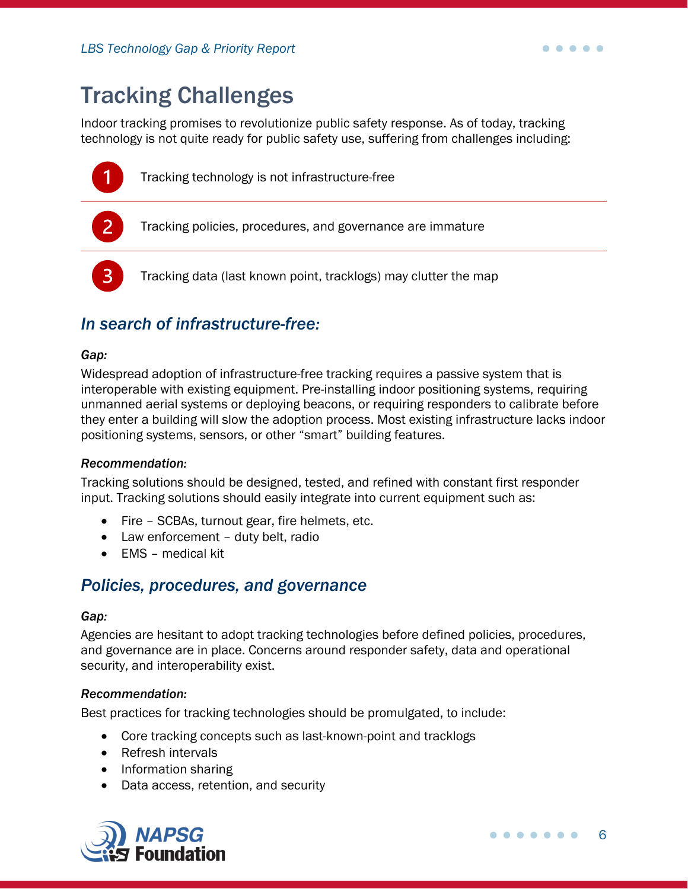# Tracking Challenges

Indoor tracking promises to revolutionize public safety response. As of today, tracking technology is not quite ready for public safety use, suffering from challenges including:

1. Tracking technology is not infrastructure-free
2. Tracking policies, procedures, and governance are immature
3. Tracking data (last known point, tracklogs) may clutter the map

## *In search of infrastructure-free:*

***Gap:***

Widespread adoption of infrastructure-free tracking requires a passive system that is interoperable with existing equipment. Pre-installing indoor positioning systems, requiring unmanned aerial systems or deploying beacons, or requiring responders to calibrate before they enter a building will slow the adoption process. Most existing infrastructure lacks indoor positioning systems, sensors, or other “smart” building features.

***Recommendation:***

Tracking solutions should be designed, tested, and refined with constant first responder input. Tracking solutions should easily integrate into current equipment such as:

- Fire – SCBAs, turnout gear, fire helmets, etc.
- Law enforcement – duty belt, radio
- EMS – medical kit

## *Policies, procedures, and governance*

***Gap:***

Agencies are hesitant to adopt tracking technologies before defined policies, procedures, and governance are in place. Concerns around responder safety, data and operational security, and interoperability exist.

***Recommendation:***

Best practices for tracking technologies should be promulgated, to include:

- Core tracking concepts such as last-known-point and tracklogs
- Refresh intervals
- Information sharing
- Data access, retention, and security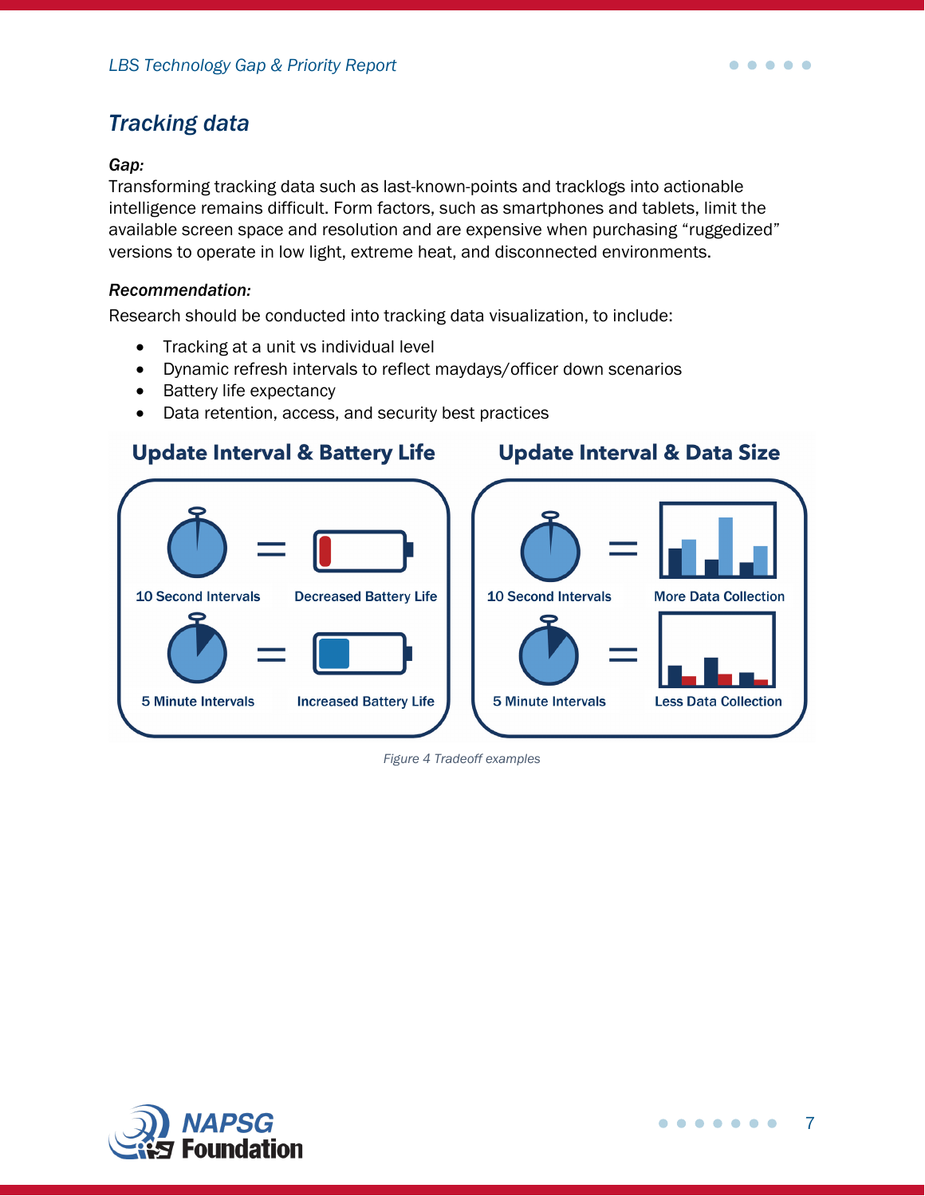## Tracking data

***Gap:***

Transforming tracking data such as last-known-points and tracklogs into actionable intelligence remains difficult. Form factors, such as smartphones and tablets, limit the available screen space and resolution and are expensive when purchasing "ruggedized" versions to operate in low light, extreme heat, and disconnected environments.

***Recommendation:***

Research should be conducted into tracking data visualization, to include:

- Tracking at a unit vs individual level
- Dynamic refresh intervals to reflect maydays/officer down scenarios
- Battery life expectancy
- Data retention, access, and security best practices

**Update Interval & Battery Life**

10 Second Intervals = Decreased Battery Life

5 Minute Intervals = Increased Battery Life

**Update Interval & Data Size**

10 Second Intervals = More Data Collection

5 Minute Intervals = Less Data Collection

*Figure 4 Tradeoff examples*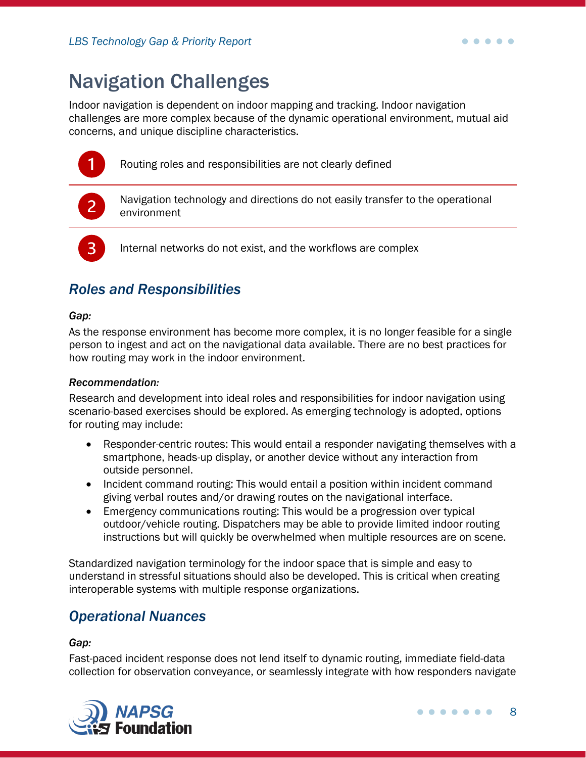# Navigation Challenges

Indoor navigation is dependent on indoor mapping and tracking. Indoor navigation challenges are more complex because of the dynamic operational environment, mutual aid concerns, and unique discipline characteristics.

1. Routing roles and responsibilities are not clearly defined
2. Navigation technology and directions do not easily transfer to the operational environment
3. Internal networks do not exist, and the workflows are complex

## *Roles and Responsibilities*

***Gap:***

As the response environment has become more complex, it is no longer feasible for a single person to ingest and act on the navigational data available. There are no best practices for how routing may work in the indoor environment.

***Recommendation:***

Research and development into ideal roles and responsibilities for indoor navigation using scenario-based exercises should be explored. As emerging technology is adopted, options for routing may include:

- Responder-centric routes: This would entail a responder navigating themselves with a smartphone, heads-up display, or another device without any interaction from outside personnel.
- Incident command routing: This would entail a position within incident command giving verbal routes and/or drawing routes on the navigational interface.
- Emergency communications routing: This would be a progression over typical outdoor/vehicle routing. Dispatchers may be able to provide limited indoor routing instructions but will quickly be overwhelmed when multiple resources are on scene.

Standardized navigation terminology for the indoor space that is simple and easy to understand in stressful situations should also be developed. This is critical when creating interoperable systems with multiple response organizations.

## *Operational Nuances*

***Gap:***

Fast-paced incident response does not lend itself to dynamic routing, immediate field-data collection for observation conveyance, or seamlessly integrate with how responders navigate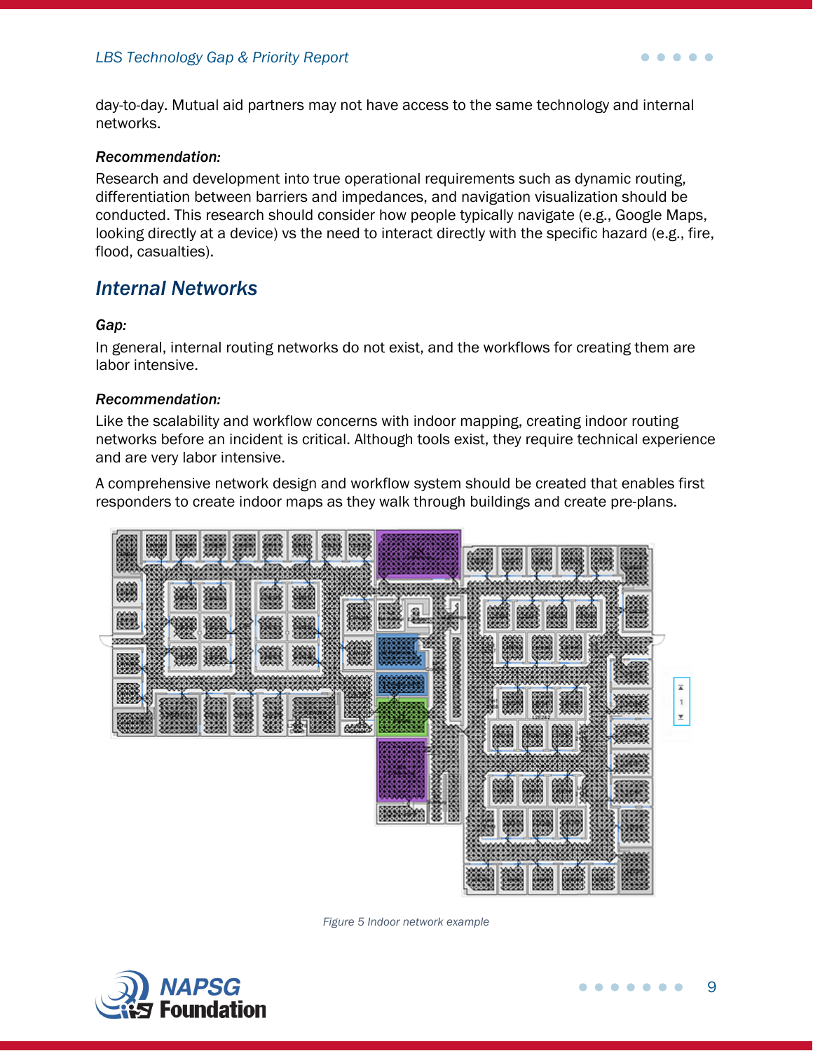day-to-day. Mutual aid partners may not have access to the same technology and internal networks.

***Recommendation:***

Research and development into true operational requirements such as dynamic routing, differentiation between barriers and impedances, and navigation visualization should be conducted. This research should consider how people typically navigate (e.g., Google Maps, looking directly at a device) vs the need to interact directly with the specific hazard (e.g., fire, flood, casualties).

## *Internal Networks*

***Gap:***

In general, internal routing networks do not exist, and the workflows for creating them are labor intensive.

***Recommendation:***

Like the scalability and workflow concerns with indoor mapping, creating indoor routing networks before an incident is critical. Although tools exist, they require technical experience and are very labor intensive.

A comprehensive network design and workflow system should be created that enables first responders to create indoor maps as they walk through buildings and create pre-plans.

*Figure 5 Indoor network example*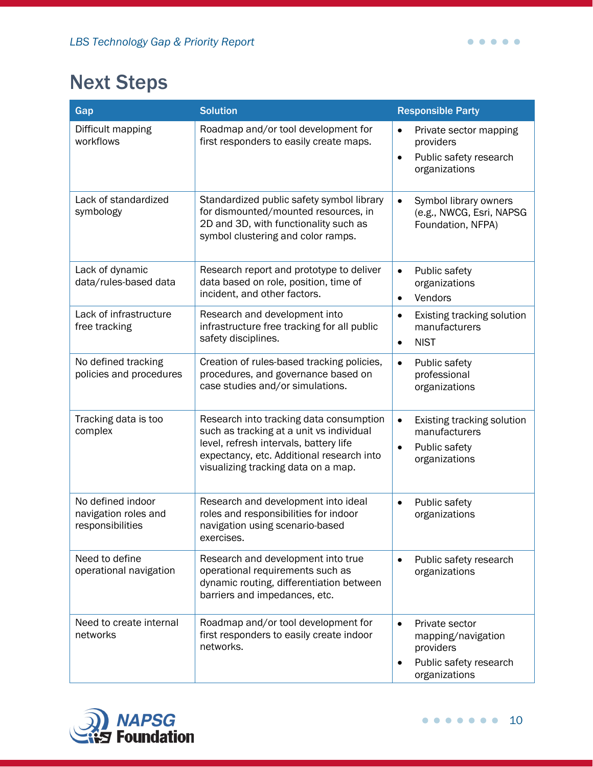# Next Steps

| Gap | Solution | Responsible Party |
|---|---|---|
| Difficult mapping workflows | Roadmap and/or tool development for first responders to easily create maps. | • Private sector mapping providers<br>• Public safety research organizations |
| Lack of standardized symbology | Standardized public safety symbol library for dismounted/mounted resources, in 2D and 3D, with functionality such as symbol clustering and color ramps. | • Symbol library owners (e.g., NWCG, Esri, NAPSG Foundation, NFPA) |
| Lack of dynamic data/rules-based data | Research report and prototype to deliver data based on role, position, time of incident, and other factors. | • Public safety organizations<br>• Vendors |
| Lack of infrastructure free tracking | Research and development into infrastructure free tracking for all public safety disciplines. | • Existing tracking solution manufacturers<br>• NIST |
| No defined tracking policies and procedures | Creation of rules-based tracking policies, procedures, and governance based on case studies and/or simulations. | • Public safety professional organizations |
| Tracking data is too complex | Research into tracking data consumption such as tracking at a unit vs individual level, refresh intervals, battery life expectancy, etc. Additional research into visualizing tracking data on a map. | • Existing tracking solution manufacturers<br>• Public safety organizations |
| No defined indoor navigation roles and responsibilities | Research and development into ideal roles and responsibilities for indoor navigation using scenario-based exercises. | • Public safety organizations |
| Need to define operational navigation | Research and development into true operational requirements such as dynamic routing, differentiation between barriers and impedances, etc. | • Public safety research organizations |
| Need to create internal networks | Roadmap and/or tool development for first responders to easily create indoor networks. | • Private sector mapping/navigation providers<br>• Public safety research organizations |